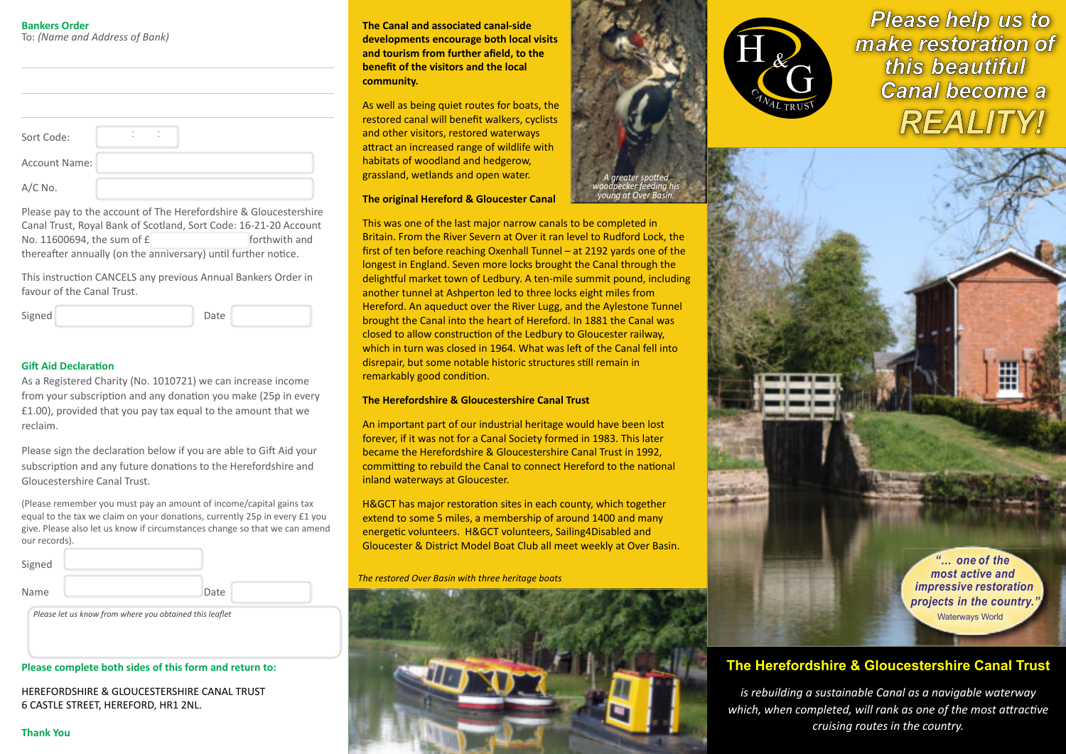## Bankers Order

To: *(Name and Address of Bank)*

Sort Code:

Account Name:

A/C No.

Please pay to the account of The Herefordshire & Gloucestershire Canal Trust, Royal Bank of Scotland, Sort Code: 16-21-20 Account No. 11600694, the sum of £ forthwith and thereafter annually (on the anniversary) until further notice.

This instruction CANCELS any previous Annual Bankers Order in favour of the Canal Trust.

Signed Date

## Gift Aid Declaration

As a Registered Charity (No. 1010721) we can increase income from your subscription and any donation you make (25p in every £1.00), provided that you pay tax equal to the amount that we reclaim.

Please sign the declaration below if you are able to Gift Aid your subscription and any future donations to the Herefordshire and Gloucestershire Canal Trust.

(Please remember you must pay an amount of income/capital gains tax equal to the tax we claim on your donations, currently 25p in every £1 you give. Please also let us know if circumstances change so that we can amend our records).

Signed

Name Date

*Please let us know from where you obtained this leaflet*

**Please complete both sides of this form and return to:**

HEREFORDSHIRE & GLOUCESTERSHIRE CANAL TRUST
6 CASTLE STREET, HEREFORD, HR1 2NL.

**Thank You**

**The Canal and associated canal-side developments encourage both local visits and tourism from further afield, to the benefit of the visitors and the local community.**

As well as being quiet routes for boats, the restored canal will benefit walkers, cyclists and other visitors, restored waterways attract an increased range of wildlife with habitats of woodland and hedgerow, grassland, wetlands and open water.

*A greater spotted woodpecker feeding his young at Over Basin.*

### The original Hereford & Gloucester Canal

This was one of the last major narrow canals to be completed in Britain. From the River Severn at Over it ran level to Rudford Lock, the first of ten before reaching Oxenhall Tunnel – at 2192 yards one of the longest in England. Seven more locks brought the Canal through the delightful market town of Ledbury. A ten-mile summit pound, including another tunnel at Ashperton led to three locks eight miles from Hereford. An aqueduct over the River Lugg, and the Aylestone Tunnel brought the Canal into the heart of Hereford. In 1881 the Canal was closed to allow construction of the Ledbury to Gloucester railway, which in turn was closed in 1964. What was left of the Canal fell into disrepair, but some notable historic structures still remain in remarkably good condition.

### The Herefordshire & Gloucestershire Canal Trust

An important part of our industrial heritage would have been lost forever, if it was not for a Canal Society formed in 1983. This later became the Herefordshire & Gloucestershire Canal Trust in 1992, committing to rebuild the Canal to connect Hereford to the national inland waterways at Gloucester.

H&GCT has major restoration sites in each county, which together extend to some 5 miles, a membership of around 1400 and many energetic volunteers. H&GCT volunteers, Sailing4Disabled and Gloucester & District Model Boat Club all meet weekly at Over Basin.

*The restored Over Basin with three heritage boats*

H & G CANAL TRUST

# Please help us to make restoration of this beautiful Canal become a REALITY!

*"... one of the most active and impressive restoration projects in the country."*
Waterways World

## The Herefordshire & Gloucestershire Canal Trust

*is rebuilding a sustainable Canal as a navigable waterway which, when completed, will rank as one of the most attractive cruising routes in the country.*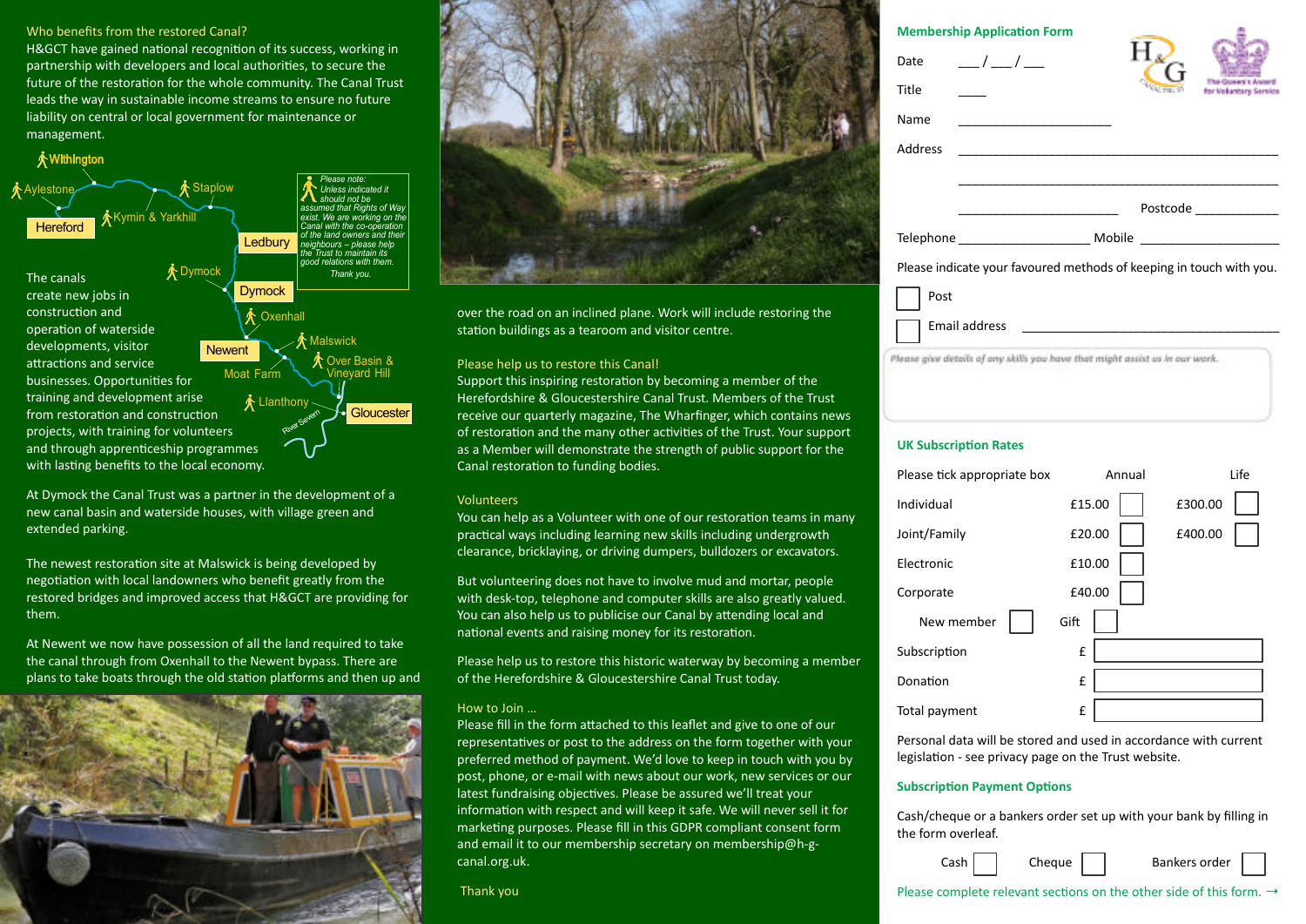## Who benefits from the restored Canal?

H&GCT have gained national recognition of its success, working in partnership with developers and local authorities, to secure the future of the restoration for the whole community. The Canal Trust leads the way in sustainable income streams to ensure no future liability on central or local government for maintenance or management.

Withington
Aylestone
Staplow
Hereford
Kymin & Yarkhill
Ledbury
Dymock
Dymock
Oxenhall
Newent
Malswick
Moat Farm
Over Basin & Vineyard Hill
Llanthony
Gloucester
River Severn

*Please note: Unless indicated it should not be assumed that Rights of Way exist. We are working on the Canal with the co-operation of the land owners and their neighbours – please help the Trust to maintain its good relations with them. Thank you.*

The canals create new jobs in construction and operation of waterside developments, visitor attractions and service businesses. Opportunities for training and development arise from restoration and construction projects, with training for volunteers and through apprenticeship programmes with lasting benefits to the local economy.

At Dymock the Canal Trust was a partner in the development of a new canal basin and waterside houses, with village green and extended parking.

The newest restoration site at Malswick is being developed by negotiation with local landowners who benefit greatly from the restored bridges and improved access that H&GCT are providing for them.

At Newent we now have possession of all the land required to take the canal through from Oxenhall to the Newent bypass. There are plans to take boats through the old station platforms and then up and over the road on an inclined plane. Work will include restoring the station buildings as a tearoom and visitor centre.

## Please help us to restore this Canal!

Support this inspiring restoration by becoming a member of the Herefordshire & Gloucestershire Canal Trust. Members of the Trust receive our quarterly magazine, The Wharfinger, which contains news of restoration and the many other activities of the Trust. Your support as a Member will demonstrate the strength of public support for the Canal restoration to funding bodies.

## Volunteers

You can help as a Volunteer with one of our restoration teams in many practical ways including learning new skills including undergrowth clearance, bricklaying, or driving dumpers, bulldozers or excavators.

But volunteering does not have to involve mud and mortar, people with desk-top, telephone and computer skills are also greatly valued. You can also help us to publicise our Canal by attending local and national events and raising money for its restoration.

Please help us to restore this historic waterway by becoming a member of the Herefordshire & Gloucestershire Canal Trust today.

## How to Join …

Please fill in the form attached to this leaflet and give to one of our representatives or post to the address on the form together with your preferred method of payment. We'd love to keep in touch with you by post, phone, or e-mail with news about our work, new services or our latest fundraising objectives. Please be assured we'll treat your information with respect and will keep it safe. We will never sell it for marketing purposes. Please fill in this GDPR compliant consent form and email it to our membership secretary on membership@h-g-canal.org.uk.

Thank you

## Membership Application Form

The Queen's Award for Voluntary Service

Date ___ / ___ / ___

Title ____

Name ______________________

Address ______________________________________________

______________________________________________

______________________ Postcode ____________

Telephone ____________________ Mobile ____________________

Please indicate your favoured methods of keeping in touch with you.

☐ Post

☐ Email address ______________________________

*Please give details of any skills you have that might assist us in our work.*

## UK Subscription Rates

| Please tick appropriate box | Annual | | Life | |
|---|---|---|---|---|
| Individual | £15.00 | ☐ | £300.00 | ☐ |
| Joint/Family | £20.00 | ☐ | £400.00 | ☐ |
| Electronic | £10.00 | ☐ | | |
| Corporate | £40.00 | ☐ | | |

New member ☐ Gift ☐

Subscription £ ________

Donation £ ________

Total payment £ ________

Personal data will be stored and used in accordance with current legislation - see privacy page on the Trust website.

## Subscription Payment Options

Cash/cheque or a bankers order set up with your bank by filling in the form overleaf.

Cash ☐ Cheque ☐ Bankers order ☐

Please complete relevant sections on the other side of this form. →